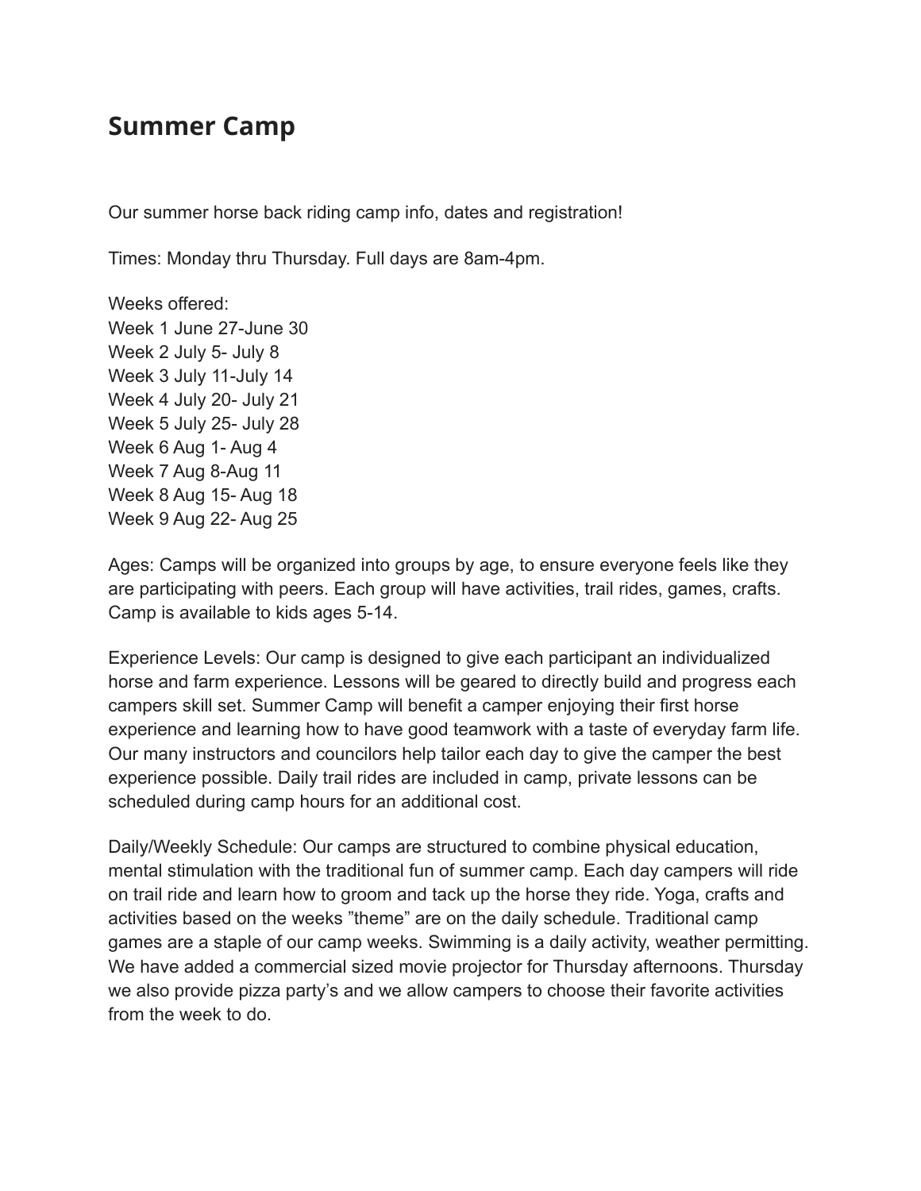# Summer Camp

Our summer horse back riding camp info, dates and registration!

Times: Monday thru Thursday. Full days are 8am-4pm.

Weeks offered:
Week 1 June 27-June 30
Week 2 July 5- July 8
Week 3 July 11-July 14
Week 4 July 20- July 21
Week 5 July 25- July 28
Week 6 Aug 1- Aug 4
Week 7 Aug 8-Aug 11
Week 8 Aug 15- Aug 18
Week 9 Aug 22- Aug 25

Ages: Camps will be organized into groups by age, to ensure everyone feels like they are participating with peers. Each group will have activities, trail rides, games, crafts. Camp is available to kids ages 5-14.

Experience Levels: Our camp is designed to give each participant an individualized horse and farm experience. Lessons will be geared to directly build and progress each campers skill set. Summer Camp will benefit a camper enjoying their first horse experience and learning how to have good teamwork with a taste of everyday farm life. Our many instructors and councilors help tailor each day to give the camper the best experience possible. Daily trail rides are included in camp, private lessons can be scheduled during camp hours for an additional cost.

Daily/Weekly Schedule: Our camps are structured to combine physical education, mental stimulation with the traditional fun of summer camp. Each day campers will ride on trail ride and learn how to groom and tack up the horse they ride. Yoga, crafts and activities based on the weeks "theme" are on the daily schedule. Traditional camp games are a staple of our camp weeks. Swimming is a daily activity, weather permitting. We have added a commercial sized movie projector for Thursday afternoons. Thursday we also provide pizza party's and we allow campers to choose their favorite activities from the week to do.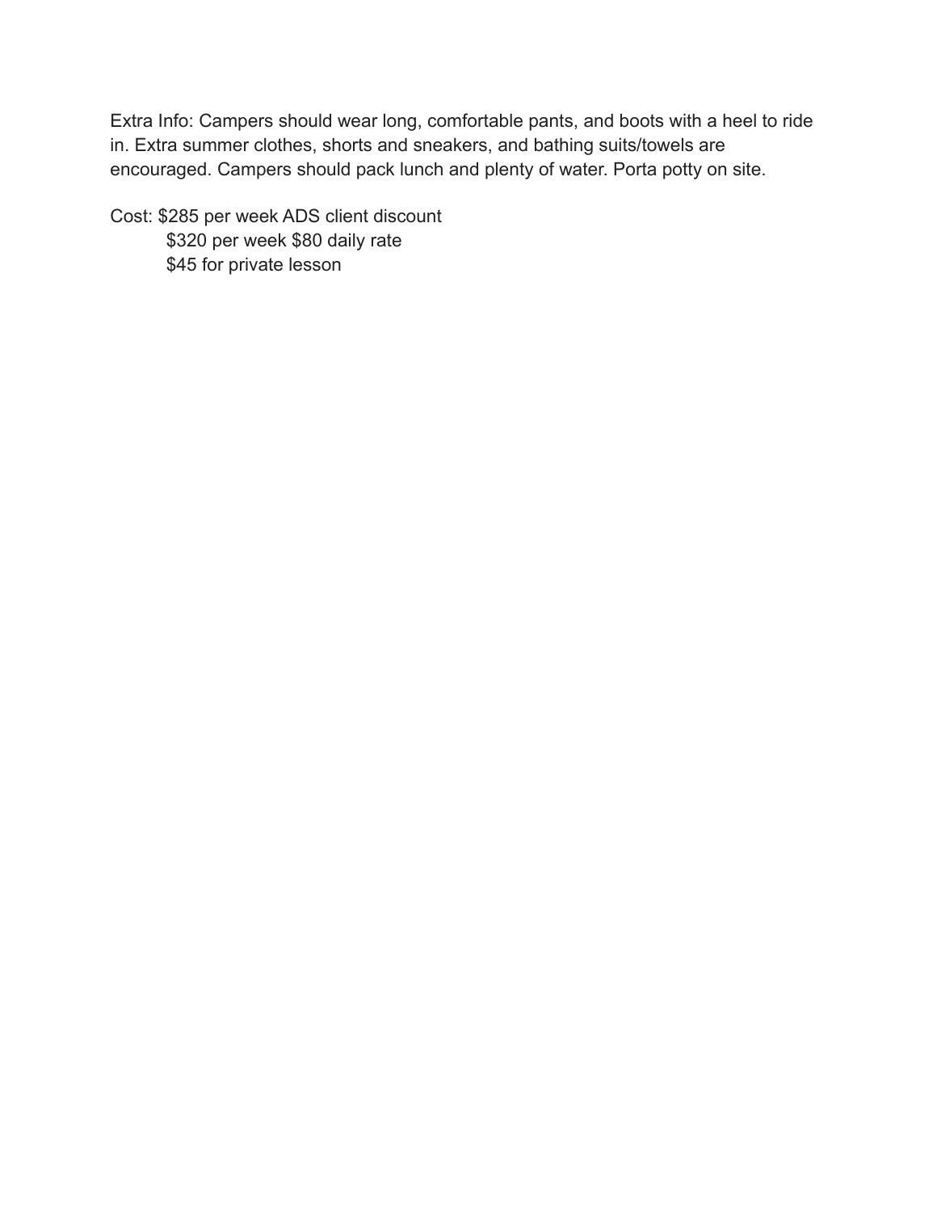Extra Info: Campers should wear long, comfortable pants, and boots with a heel to ride in. Extra summer clothes, shorts and sneakers, and bathing suits/towels are encouraged. Campers should pack lunch and plenty of water. Porta potty on site.

Cost: $285 per week ADS client discount  
$320 per week $80 daily rate  
$45 for private lesson